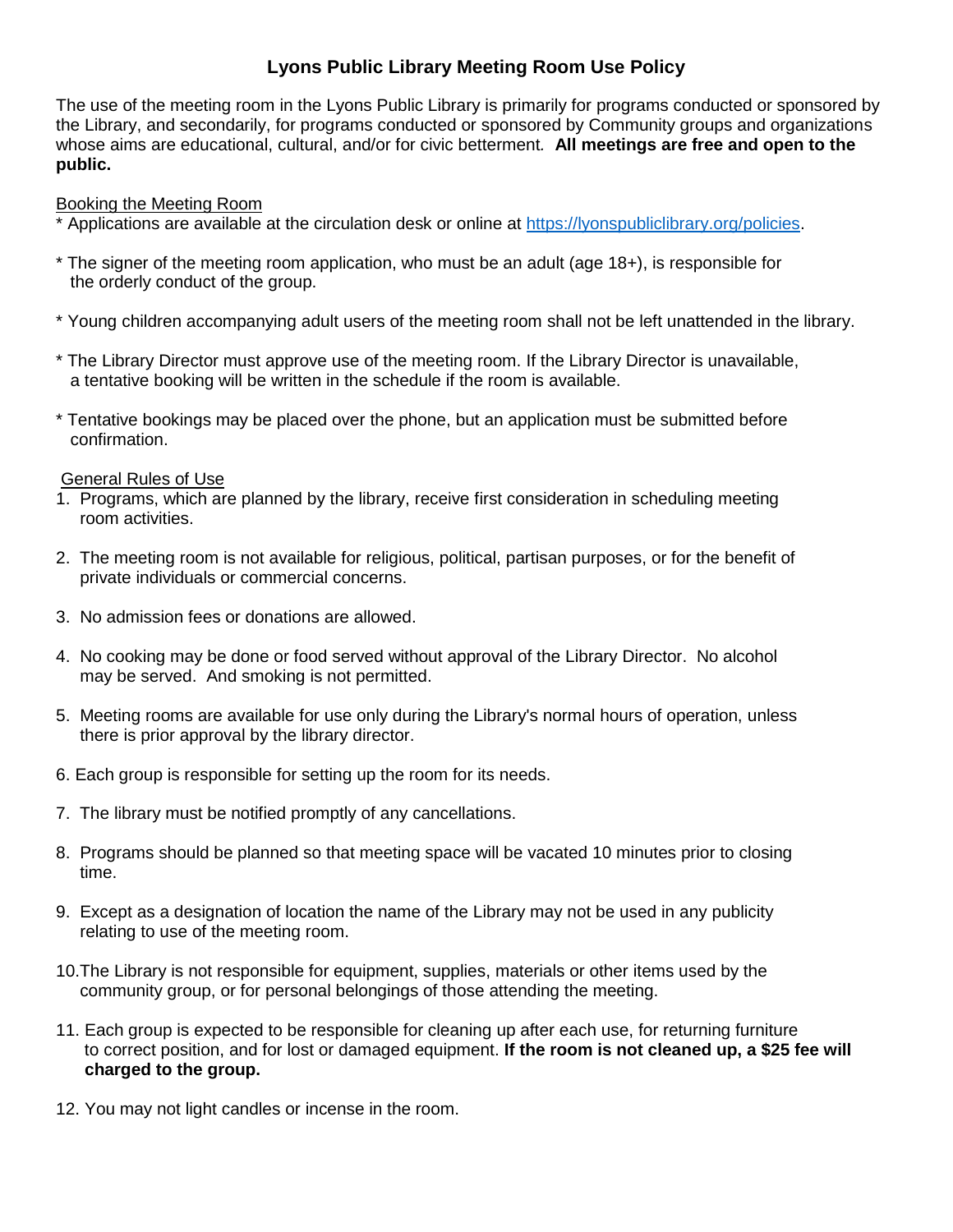# Lyons Public Library Meeting Room Use Policy

The use of the meeting room in the Lyons Public Library is primarily for programs conducted or sponsored by the Library, and secondarily, for programs conducted or sponsored by Community groups and organizations whose aims are educational, cultural, and/or for civic betterment. **All meetings are free and open to the public.**

<u>Booking the Meeting Room</u>

* Applications are available at the circulation desk or online at [https://lyonspubliclibrary.org/policies](https://lyonspubliclibrary.org/policies).
* The signer of the meeting room application, who must be an adult (age 18+), is responsible for the orderly conduct of the group.
* Young children accompanying adult users of the meeting room shall not be left unattended in the library.
* The Library Director must approve use of the meeting room. If the Library Director is unavailable, a tentative booking will be written in the schedule if the room is available.
* Tentative bookings may be placed over the phone, but an application must be submitted before confirmation.

<u>General Rules of Use</u>

1. Programs, which are planned by the library, receive first consideration in scheduling meeting room activities.
2. The meeting room is not available for religious, political, partisan purposes, or for the benefit of private individuals or commercial concerns.
3. No admission fees or donations are allowed.
4. No cooking may be done or food served without approval of the Library Director. No alcohol may be served. And smoking is not permitted.
5. Meeting rooms are available for use only during the Library's normal hours of operation, unless there is prior approval by the library director.
6. Each group is responsible for setting up the room for its needs.
7. The library must be notified promptly of any cancellations.
8. Programs should be planned so that meeting space will be vacated 10 minutes prior to closing time.
9. Except as a designation of location the name of the Library may not be used in any publicity relating to use of the meeting room.
10. The Library is not responsible for equipment, supplies, materials or other items used by the community group, or for personal belongings of those attending the meeting.
11. Each group is expected to be responsible for cleaning up after each use, for returning furniture to correct position, and for lost or damaged equipment. **If the room is not cleaned up, a $25 fee will charged to the group.**
12. You may not light candles or incense in the room.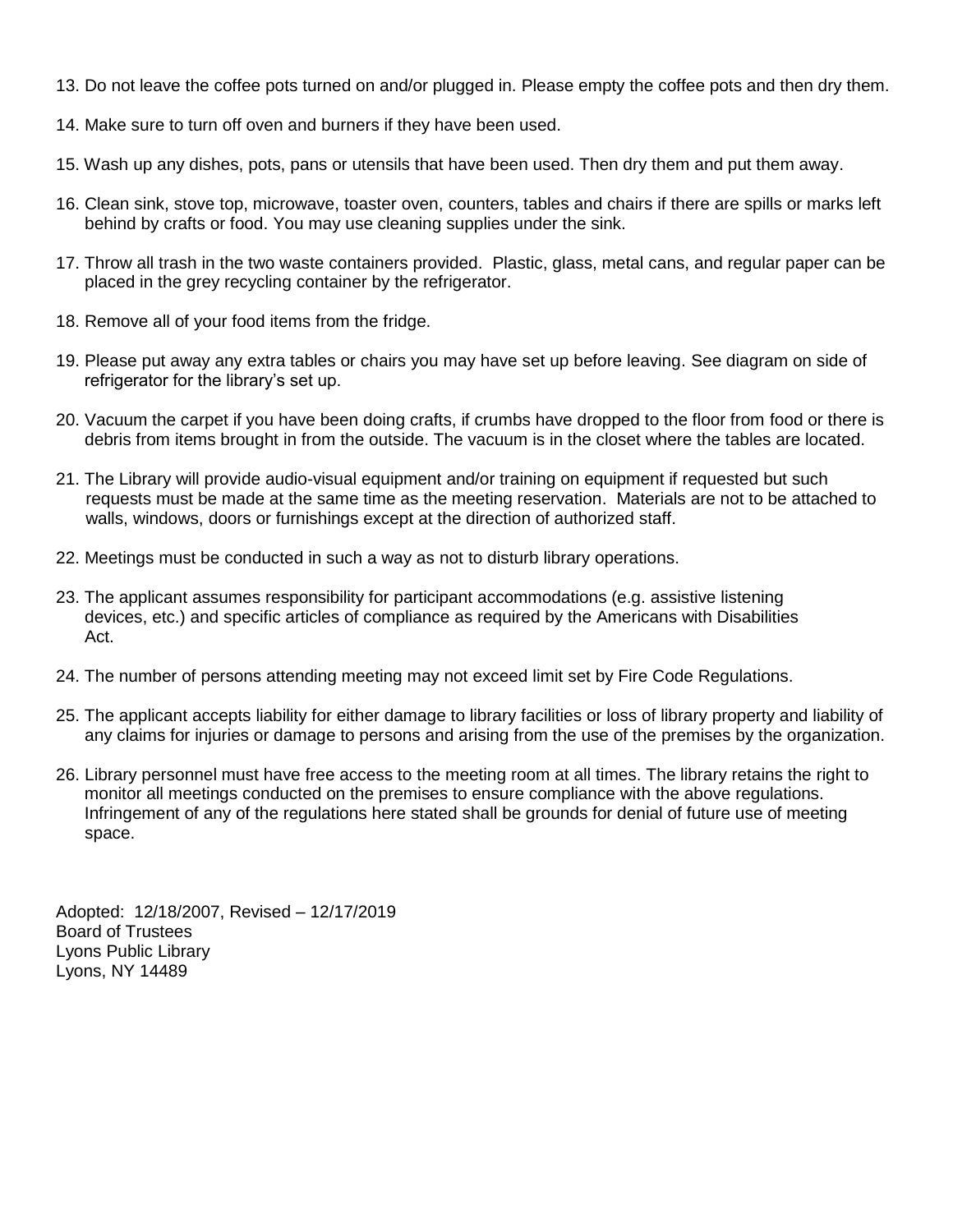13. Do not leave the coffee pots turned on and/or plugged in. Please empty the coffee pots and then dry them.

14. Make sure to turn off oven and burners if they have been used.

15. Wash up any dishes, pots, pans or utensils that have been used. Then dry them and put them away.

16. Clean sink, stove top, microwave, toaster oven, counters, tables and chairs if there are spills or marks left behind by crafts or food. You may use cleaning supplies under the sink.

17. Throw all trash in the two waste containers provided. Plastic, glass, metal cans, and regular paper can be placed in the grey recycling container by the refrigerator.

18. Remove all of your food items from the fridge.

19. Please put away any extra tables or chairs you may have set up before leaving. See diagram on side of refrigerator for the library's set up.

20. Vacuum the carpet if you have been doing crafts, if crumbs have dropped to the floor from food or there is debris from items brought in from the outside. The vacuum is in the closet where the tables are located.

21. The Library will provide audio-visual equipment and/or training on equipment if requested but such requests must be made at the same time as the meeting reservation. Materials are not to be attached to walls, windows, doors or furnishings except at the direction of authorized staff.

22. Meetings must be conducted in such a way as not to disturb library operations.

23. The applicant assumes responsibility for participant accommodations (e.g. assistive listening devices, etc.) and specific articles of compliance as required by the Americans with Disabilities Act.

24. The number of persons attending meeting may not exceed limit set by Fire Code Regulations.

25. The applicant accepts liability for either damage to library facilities or loss of library property and liability of any claims for injuries or damage to persons and arising from the use of the premises by the organization.

26. Library personnel must have free access to the meeting room at all times. The library retains the right to monitor all meetings conducted on the premises to ensure compliance with the above regulations. Infringement of any of the regulations here stated shall be grounds for denial of future use of meeting space.

Adopted: 12/18/2007, Revised – 12/17/2019
Board of Trustees
Lyons Public Library
Lyons, NY 14489